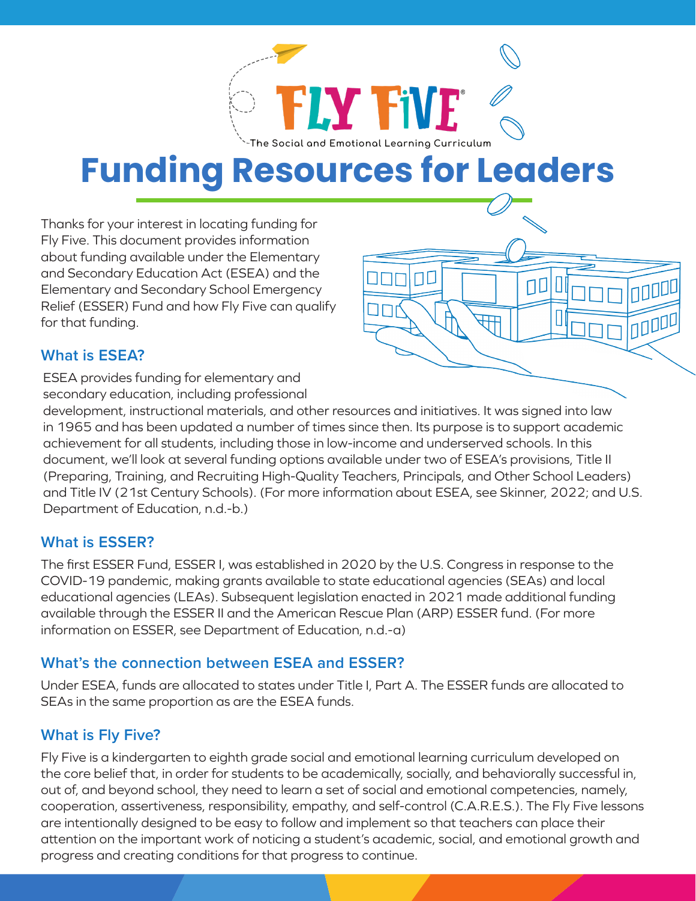FLY FIVE®

The Social and Emotional Learning Curriculum

# Funding Resources for Leaders

Thanks for your interest in locating funding for Fly Five. This document provides information about funding available under the Elementary and Secondary Education Act (ESEA) and the Elementary and Secondary School Emergency Relief (ESSER) Fund and how Fly Five can qualify for that funding.

## What is ESEA?

ESEA provides funding for elementary and secondary education, including professional development, instructional materials, and other resources and initiatives. It was signed into law in 1965 and has been updated a number of times since then. Its purpose is to support academic achievement for all students, including those in low-income and underserved schools. In this document, we'll look at several funding options available under two of ESEA's provisions, Title II (Preparing, Training, and Recruiting High-Quality Teachers, Principals, and Other School Leaders) and Title IV (21st Century Schools). (For more information about ESEA, see Skinner, 2022; and U.S. Department of Education, n.d.-b.)

## What is ESSER?

The first ESSER Fund, ESSER I, was established in 2020 by the U.S. Congress in response to the COVID-19 pandemic, making grants available to state educational agencies (SEAs) and local educational agencies (LEAs). Subsequent legislation enacted in 2021 made additional funding available through the ESSER II and the American Rescue Plan (ARP) ESSER fund. (For more information on ESSER, see Department of Education, n.d.-a)

## What's the connection between ESEA and ESSER?

Under ESEA, funds are allocated to states under Title I, Part A. The ESSER funds are allocated to SEAs in the same proportion as are the ESEA funds.

## What is Fly Five?

Fly Five is a kindergarten to eighth grade social and emotional learning curriculum developed on the core belief that, in order for students to be academically, socially, and behaviorally successful in, out of, and beyond school, they need to learn a set of social and emotional competencies, namely, cooperation, assertiveness, responsibility, empathy, and self-control (C.A.R.E.S.). The Fly Five lessons are intentionally designed to be easy to follow and implement so that teachers can place their attention on the important work of noticing a student's academic, social, and emotional growth and progress and creating conditions for that progress to continue.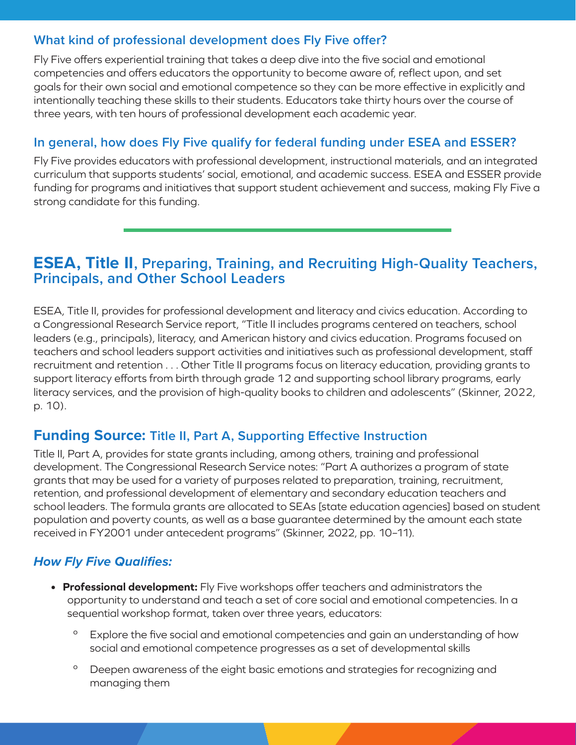### What kind of professional development does Fly Five offer?

Fly Five offers experiential training that takes a deep dive into the five social and emotional competencies and offers educators the opportunity to become aware of, reflect upon, and set goals for their own social and emotional competence so they can be more effective in explicitly and intentionally teaching these skills to their students. Educators take thirty hours over the course of three years, with ten hours of professional development each academic year.

### In general, how does Fly Five qualify for federal funding under ESEA and ESSER?

Fly Five provides educators with professional development, instructional materials, and an integrated curriculum that supports students' social, emotional, and academic success. ESEA and ESSER provide funding for programs and initiatives that support student achievement and success, making Fly Five a strong candidate for this funding.

---

## ESEA, Title II, Preparing, Training, and Recruiting High-Quality Teachers, Principals, and Other School Leaders

ESEA, Title II, provides for professional development and literacy and civics education. According to a Congressional Research Service report, "Title II includes programs centered on teachers, school leaders (e.g., principals), literacy, and American history and civics education. Programs focused on teachers and school leaders support activities and initiatives such as professional development, staff recruitment and retention . . . Other Title II programs focus on literacy education, providing grants to support literacy efforts from birth through grade 12 and supporting school library programs, early literacy services, and the provision of high-quality books to children and adolescents" (Skinner, 2022, p. 10).

### Funding Source: Title II, Part A, Supporting Effective Instruction

Title II, Part A, provides for state grants including, among others, training and professional development. The Congressional Research Service notes: "Part A authorizes a program of state grants that may be used for a variety of purposes related to preparation, training, recruitment, retention, and professional development of elementary and secondary education teachers and school leaders. The formula grants are allocated to SEAs [state education agencies] based on student population and poverty counts, as well as a base guarantee determined by the amount each state received in FY2001 under antecedent programs" (Skinner, 2022, pp. 10–11).

### *How Fly Five Qualifies:*

- **Professional development:** Fly Five workshops offer teachers and administrators the opportunity to understand and teach a set of core social and emotional competencies. In a sequential workshop format, taken over three years, educators:
  - Explore the five social and emotional competencies and gain an understanding of how social and emotional competence progresses as a set of developmental skills
  - Deepen awareness of the eight basic emotions and strategies for recognizing and managing them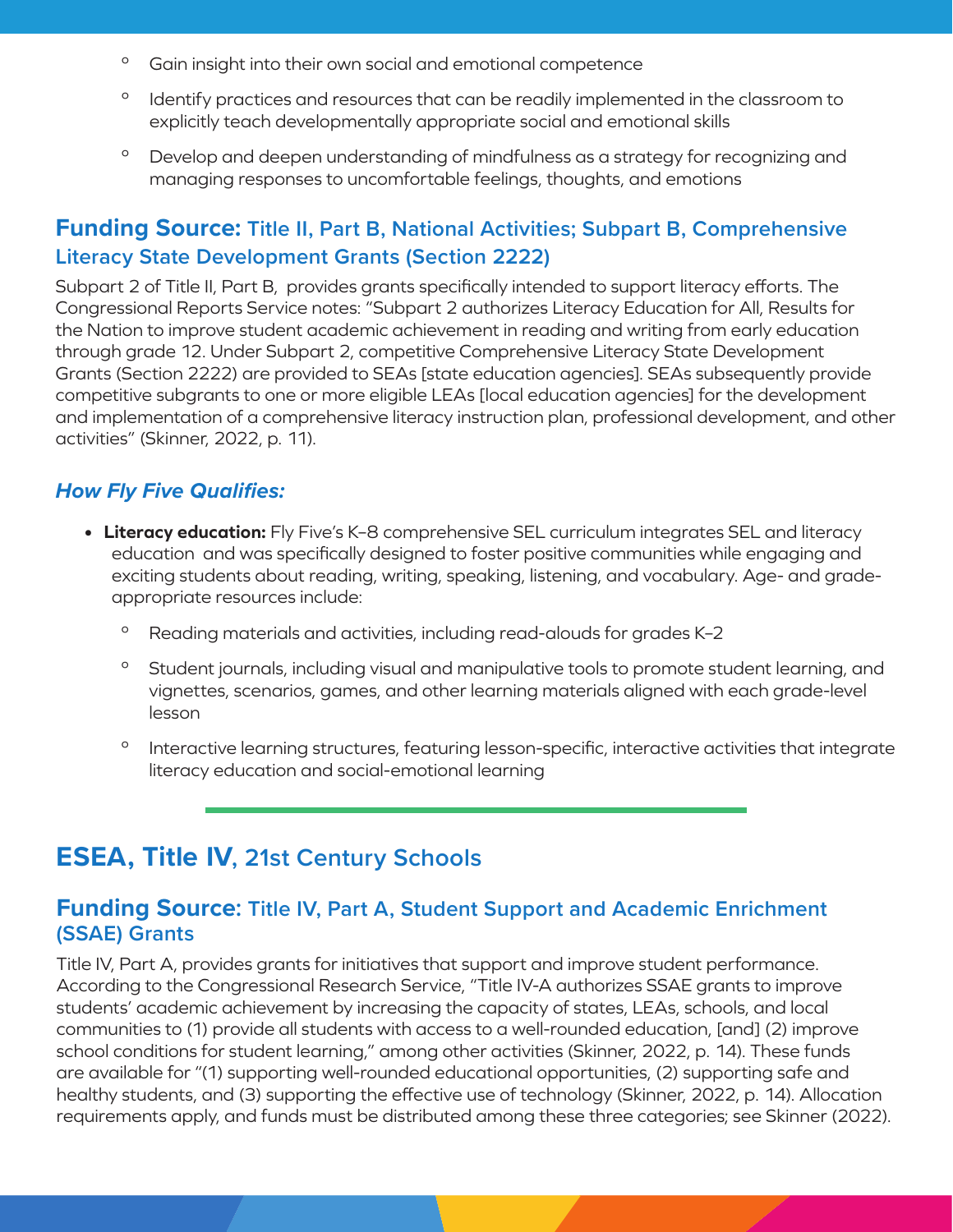- Gain insight into their own social and emotional competence
   - Identify practices and resources that can be readily implemented in the classroom to explicitly teach developmentally appropriate social and emotional skills
   - Develop and deepen understanding of mindfulness as a strategy for recognizing and managing responses to uncomfortable feelings, thoughts, and emotions

### Funding Source: Title II, Part B, National Activities; Subpart B, Comprehensive Literacy State Development Grants (Section 2222)

Subpart 2 of Title II, Part B, provides grants specifically intended to support literacy efforts. The Congressional Reports Service notes: "Subpart 2 authorizes Literacy Education for All, Results for the Nation to improve student academic achievement in reading and writing from early education through grade 12. Under Subpart 2, competitive Comprehensive Literacy State Development Grants (Section 2222) are provided to SEAs [state education agencies]. SEAs subsequently provide competitive subgrants to one or more eligible LEAs [local education agencies] for the development and implementation of a comprehensive literacy instruction plan, professional development, and other activities" (Skinner, 2022, p. 11).

#### *How Fly Five Qualifies:*

- **Literacy education:** Fly Five's K–8 comprehensive SEL curriculum integrates SEL and literacy education and was specifically designed to foster positive communities while engaging and exciting students about reading, writing, speaking, listening, and vocabulary. Age- and grade-appropriate resources include:
   - Reading materials and activities, including read-alouds for grades K–2
   - Student journals, including visual and manipulative tools to promote student learning, and vignettes, scenarios, games, and other learning materials aligned with each grade-level lesson
   - Interactive learning structures, featuring lesson-specific, interactive activities that integrate literacy education and social-emotional learning

## ESEA, Title IV, 21st Century Schools

### Funding Source: Title IV, Part A, Student Support and Academic Enrichment (SSAE) Grants

Title IV, Part A, provides grants for initiatives that support and improve student performance. According to the Congressional Research Service, "Title IV-A authorizes SSAE grants to improve students' academic achievement by increasing the capacity of states, LEAs, schools, and local communities to (1) provide all students with access to a well-rounded education, [and] (2) improve school conditions for student learning," among other activities (Skinner, 2022, p. 14). These funds are available for "(1) supporting well-rounded educational opportunities, (2) supporting safe and healthy students, and (3) supporting the effective use of technology (Skinner, 2022, p. 14). Allocation requirements apply, and funds must be distributed among these three categories; see Skinner (2022).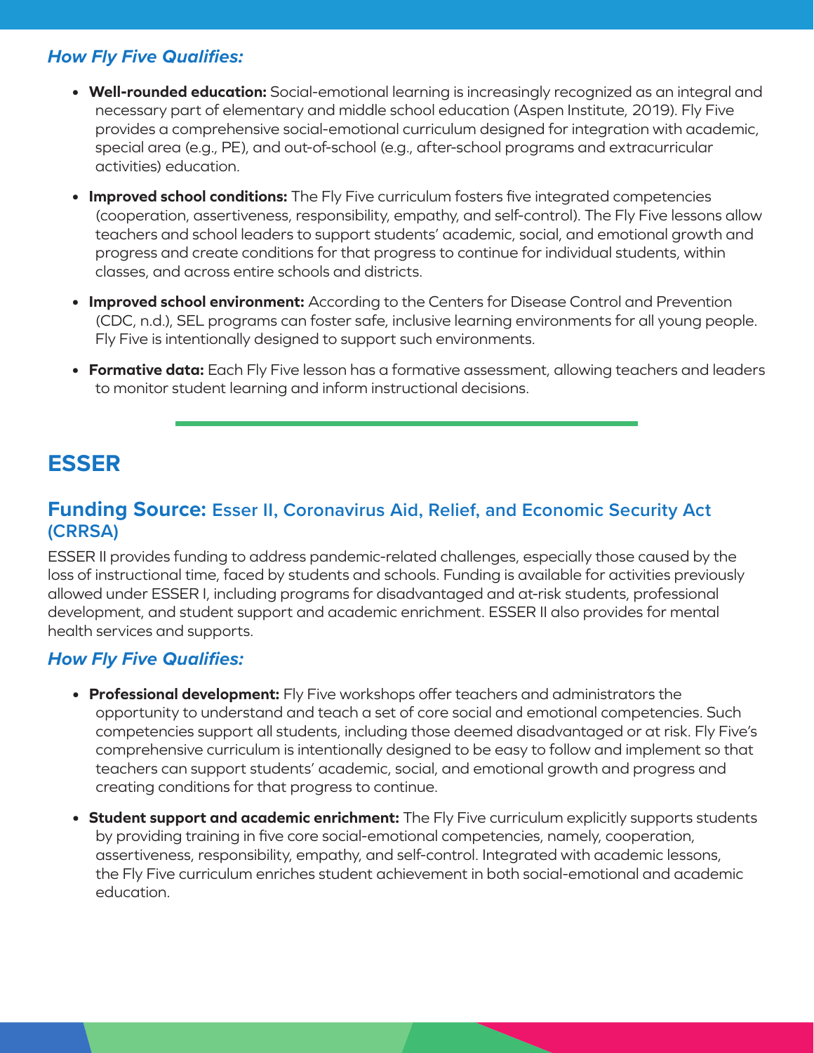### *How Fly Five Qualifies:*

- **Well-rounded education:** Social-emotional learning is increasingly recognized as an integral and necessary part of elementary and middle school education (Aspen Institute, 2019). Fly Five provides a comprehensive social-emotional curriculum designed for integration with academic, special area (e.g., PE), and out-of-school (e.g., after-school programs and extracurricular activities) education.
- **Improved school conditions:** The Fly Five curriculum fosters five integrated competencies (cooperation, assertiveness, responsibility, empathy, and self-control). The Fly Five lessons allow teachers and school leaders to support students' academic, social, and emotional growth and progress and create conditions for that progress to continue for individual students, within classes, and across entire schools and districts.
- **Improved school environment:** According to the Centers for Disease Control and Prevention (CDC, n.d.), SEL programs can foster safe, inclusive learning environments for all young people. Fly Five is intentionally designed to support such environments.
- **Formative data:** Each Fly Five lesson has a formative assessment, allowing teachers and leaders to monitor student learning and inform instructional decisions.

## ESSER

### Funding Source: Esser II, Coronavirus Aid, Relief, and Economic Security Act (CRRSA)

ESSER II provides funding to address pandemic-related challenges, especially those caused by the loss of instructional time, faced by students and schools. Funding is available for activities previously allowed under ESSER I, including programs for disadvantaged and at-risk students, professional development, and student support and academic enrichment. ESSER II also provides for mental health services and supports.

### *How Fly Five Qualifies:*

- **Professional development:** Fly Five workshops offer teachers and administrators the opportunity to understand and teach a set of core social and emotional competencies. Such competencies support all students, including those deemed disadvantaged or at risk. Fly Five's comprehensive curriculum is intentionally designed to be easy to follow and implement so that teachers can support students' academic, social, and emotional growth and progress and creating conditions for that progress to continue.
- **Student support and academic enrichment:** The Fly Five curriculum explicitly supports students by providing training in five core social-emotional competencies, namely, cooperation, assertiveness, responsibility, empathy, and self-control. Integrated with academic lessons, the Fly Five curriculum enriches student achievement in both social-emotional and academic education.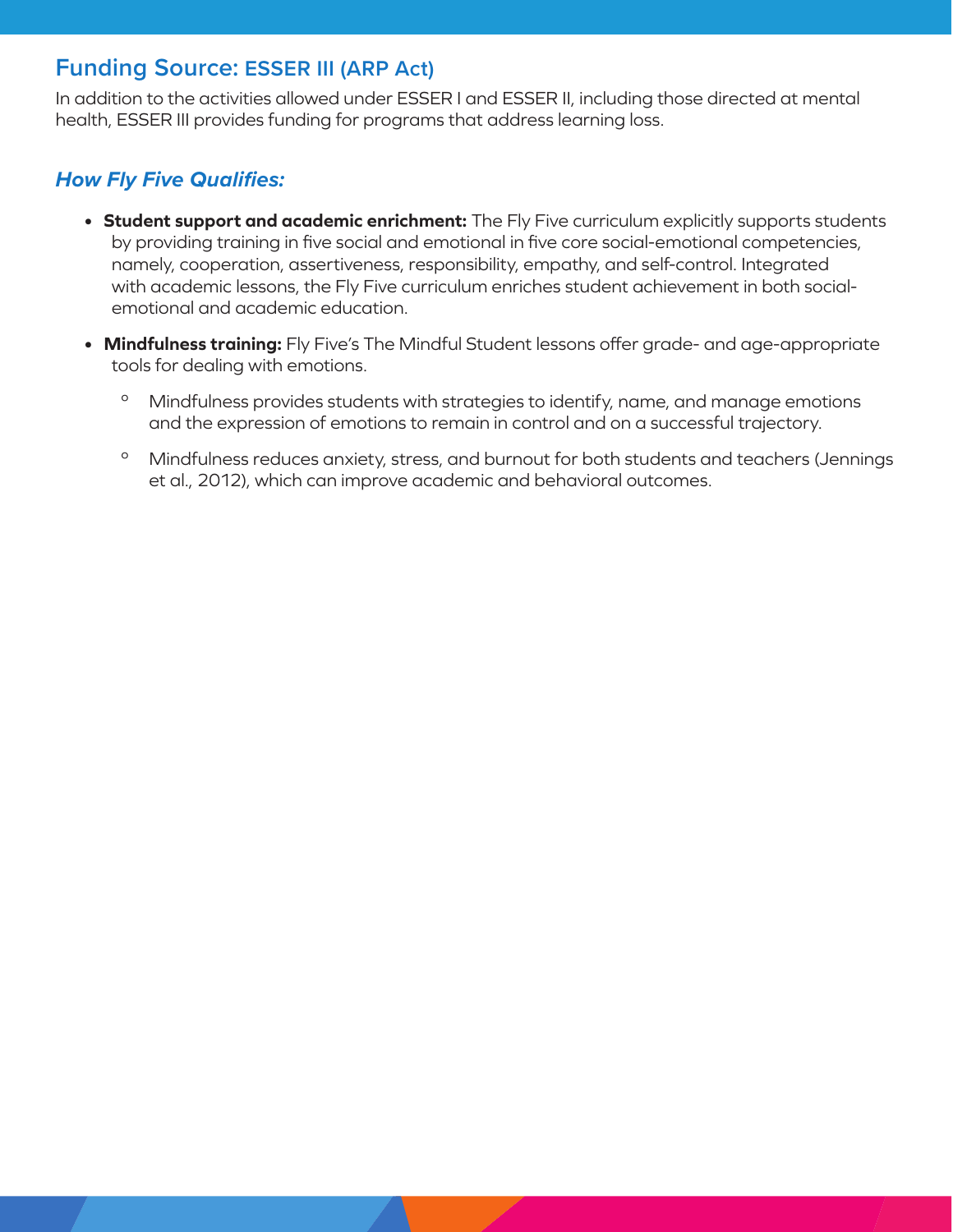## Funding Source: ESSER III (ARP Act)

In addition to the activities allowed under ESSER I and ESSER II, including those directed at mental health, ESSER III provides funding for programs that address learning loss.

### *How Fly Five Qualifies:*

- **Student support and academic enrichment:** The Fly Five curriculum explicitly supports students by providing training in five social and emotional in five core social-emotional competencies, namely, cooperation, assertiveness, responsibility, empathy, and self-control. Integrated with academic lessons, the Fly Five curriculum enriches student achievement in both social-emotional and academic education.
- **Mindfulness training:** Fly Five's The Mindful Student lessons offer grade- and age-appropriate tools for dealing with emotions.
  - Mindfulness provides students with strategies to identify, name, and manage emotions and the expression of emotions to remain in control and on a successful trajectory.
  - Mindfulness reduces anxiety, stress, and burnout for both students and teachers (Jennings et al., 2012), which can improve academic and behavioral outcomes.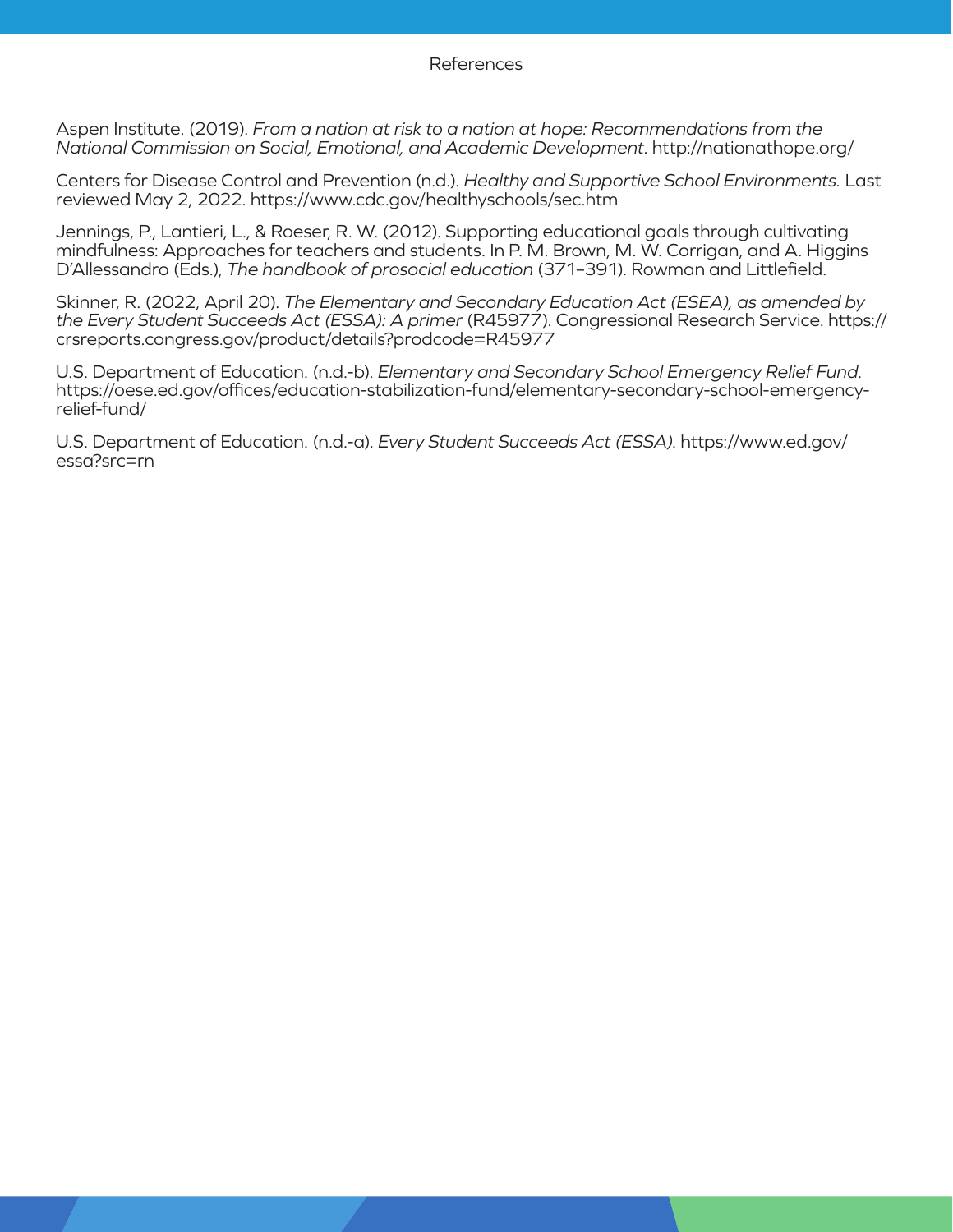# References

Aspen Institute. (2019). *From a nation at risk to a nation at hope: Recommendations from the National Commission on Social, Emotional, and Academic Development*. http://nationathope.org/

Centers for Disease Control and Prevention (n.d.). *Healthy and Supportive School Environments.* Last reviewed May 2, 2022. https://www.cdc.gov/healthyschools/sec.htm

Jennings, P., Lantieri, L., & Roeser, R. W. (2012). Supporting educational goals through cultivating mindfulness: Approaches for teachers and students. In P. M. Brown, M. W. Corrigan, and A. Higgins D'Allessandro (Eds.), *The handbook of prosocial education* (371–391). Rowman and Littlefield.

Skinner, R. (2022, April 20). *The Elementary and Secondary Education Act (ESEA), as amended by the Every Student Succeeds Act (ESSA): A primer* (R45977). Congressional Research Service. https://crsreports.congress.gov/product/details?prodcode=R45977

U.S. Department of Education. (n.d.-b). *Elementary and Secondary School Emergency Relief Fund.* https://oese.ed.gov/offices/education-stabilization-fund/elementary-secondary-school-emergency-relief-fund/

U.S. Department of Education. (n.d.-a). *Every Student Succeeds Act (ESSA).* https://www.ed.gov/essa?src=rn